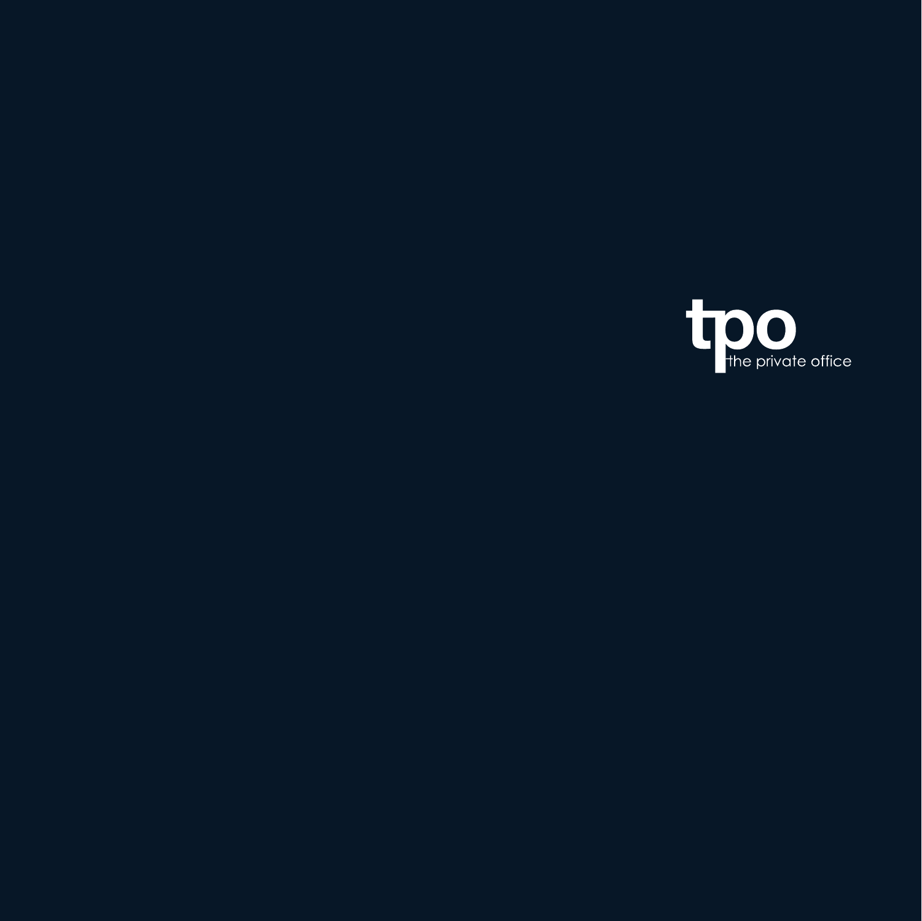tpo

the private office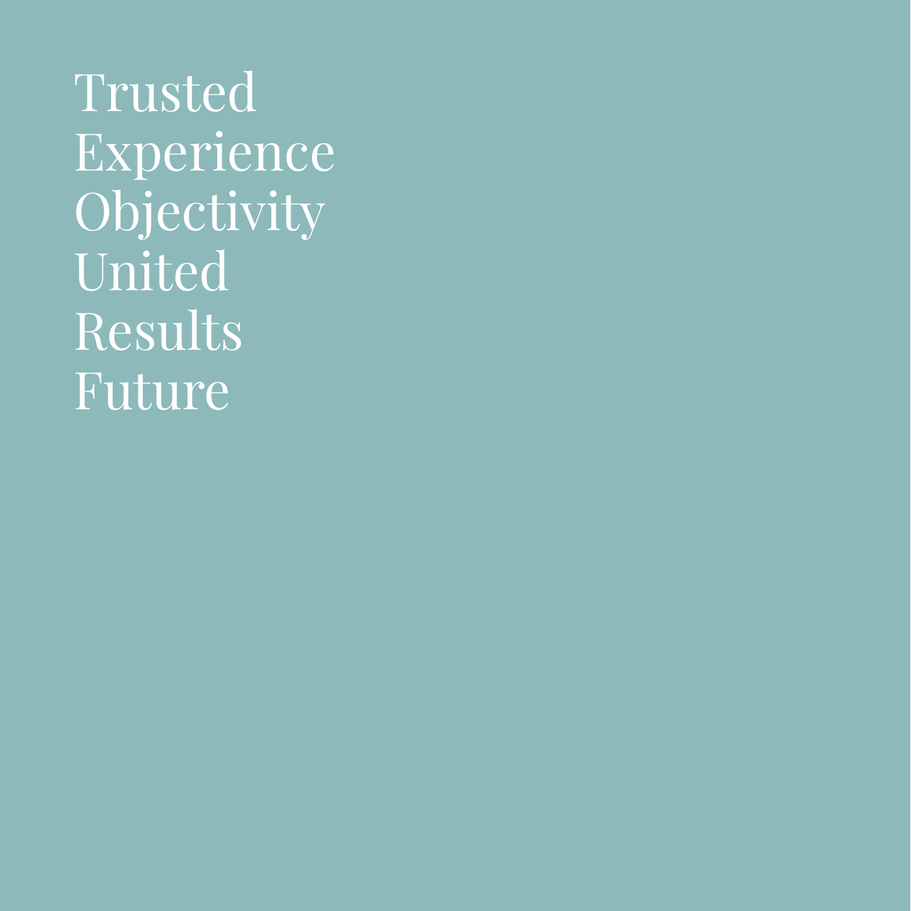Trusted
Experience
Objectivity
United
Results
Future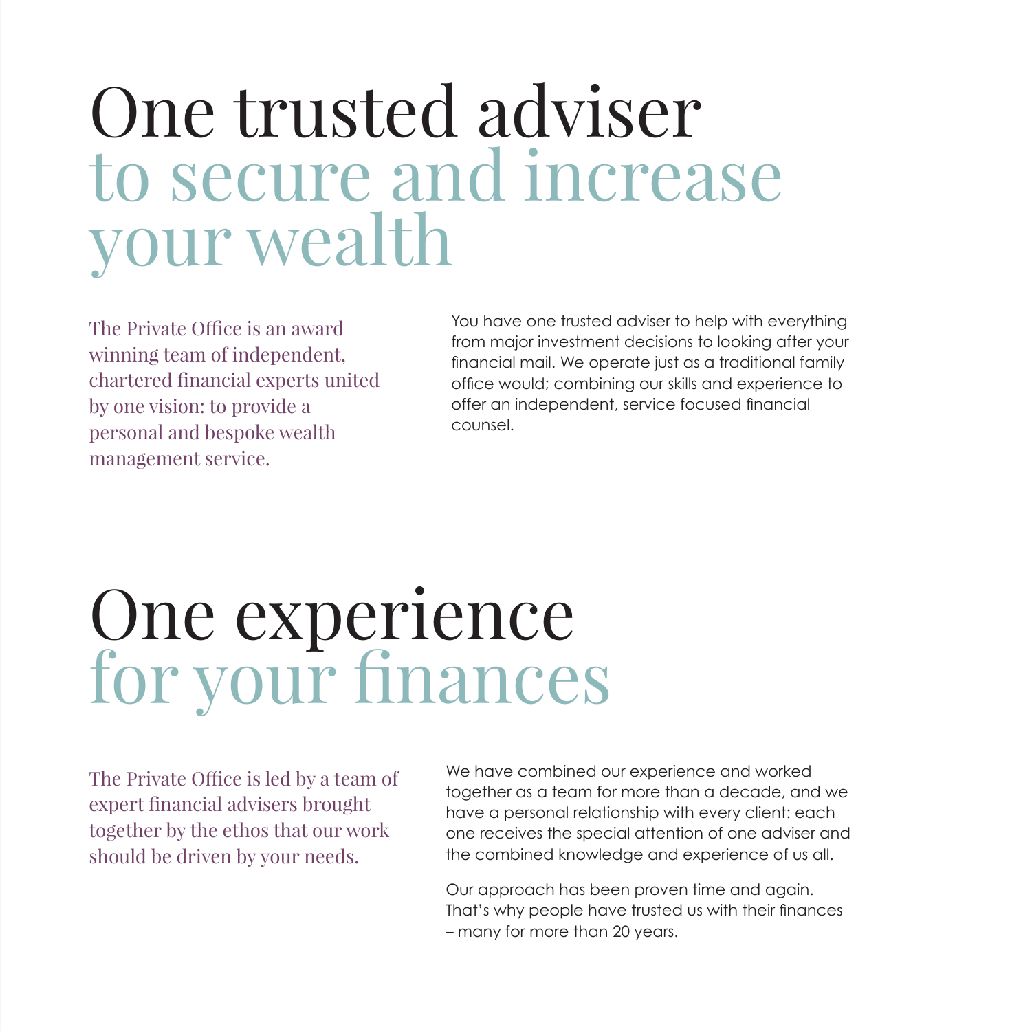# One trusted adviser to secure and increase your wealth

The Private Office is an award winning team of independent, chartered financial experts united by one vision: to provide a personal and bespoke wealth management service.

You have one trusted adviser to help with everything from major investment decisions to looking after your financial mail. We operate just as a traditional family office would; combining our skills and experience to offer an independent, service focused financial counsel.

# One experience for your finances

The Private Office is led by a team of expert financial advisers brought together by the ethos that our work should be driven by your needs.

We have combined our experience and worked together as a team for more than a decade, and we have a personal relationship with every client: each one receives the special attention of one adviser and the combined knowledge and experience of us all.

Our approach has been proven time and again. That's why people have trusted us with their finances – many for more than 20 years.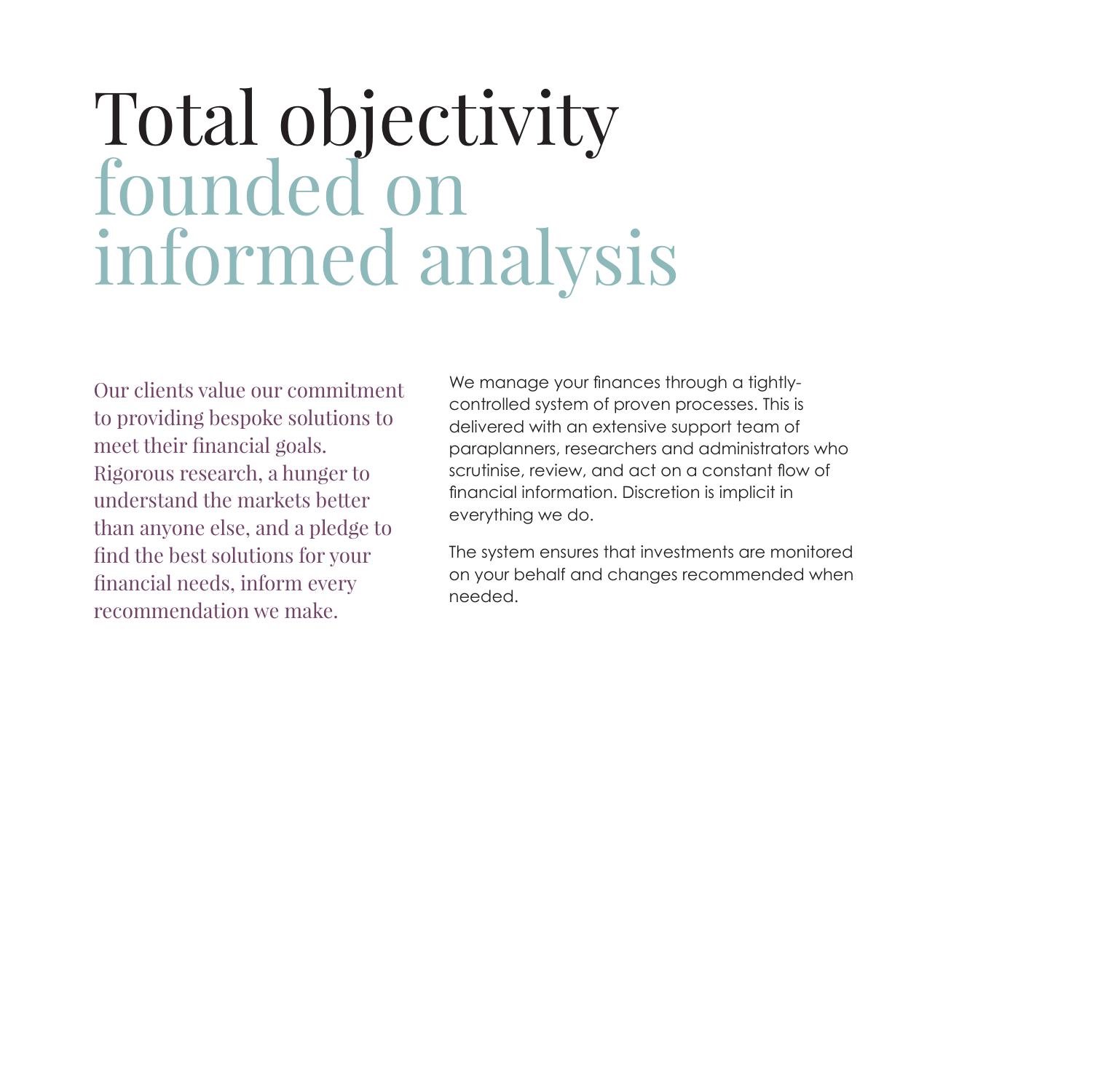# Total objectivity founded on informed analysis

Our clients value our commitment to providing bespoke solutions to meet their financial goals. Rigorous research, a hunger to understand the markets better than anyone else, and a pledge to find the best solutions for your financial needs, inform every recommendation we make.

We manage your finances through a tightly-controlled system of proven processes. This is delivered with an extensive support team of paraplanners, researchers and administrators who scrutinise, review, and act on a constant flow of financial information. Discretion is implicit in everything we do.

The system ensures that investments are monitored on your behalf and changes recommended when needed.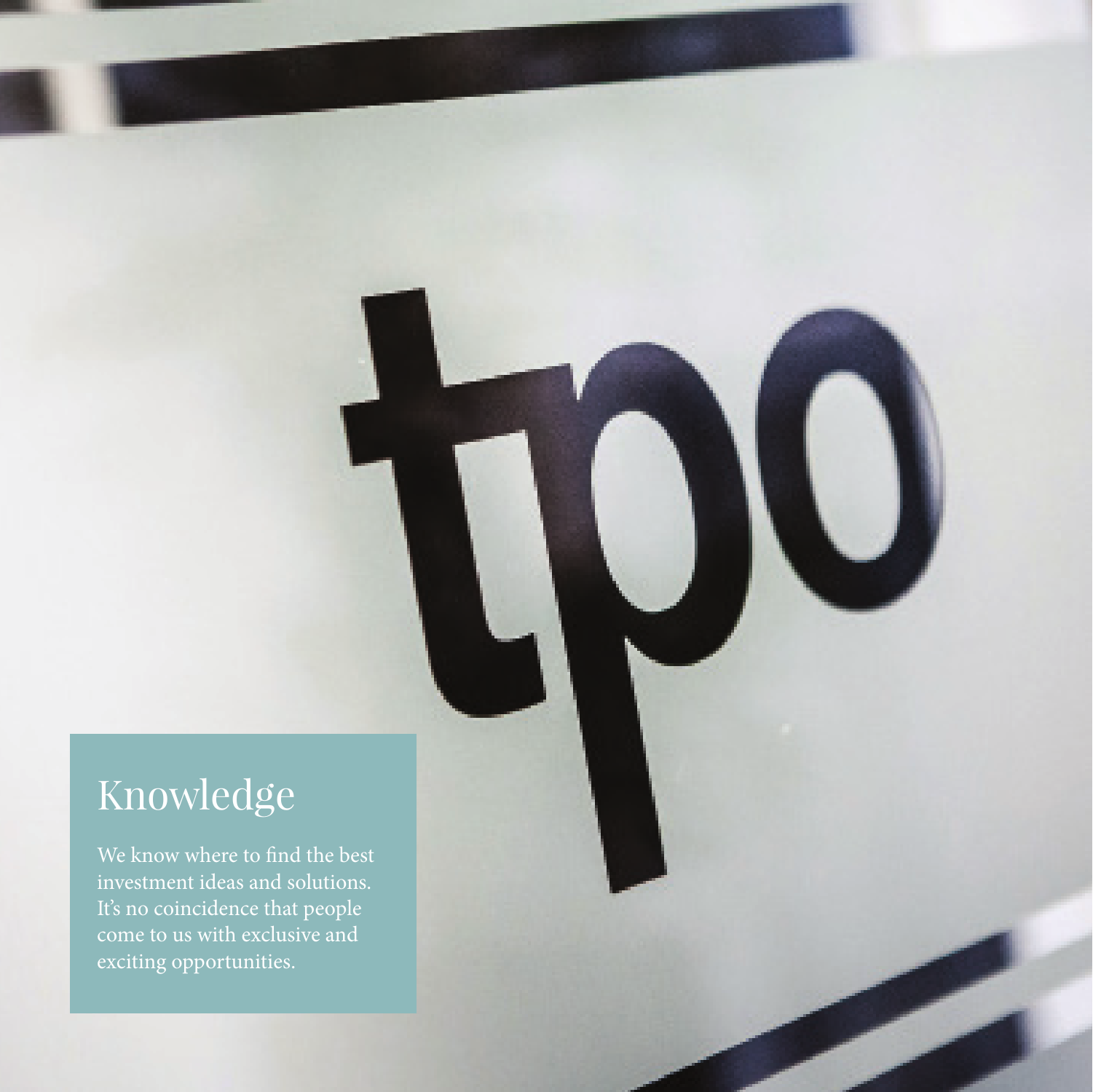## Knowledge

We know where to find the best investment ideas and solutions. It's no coincidence that people come to us with exclusive and exciting opportunities.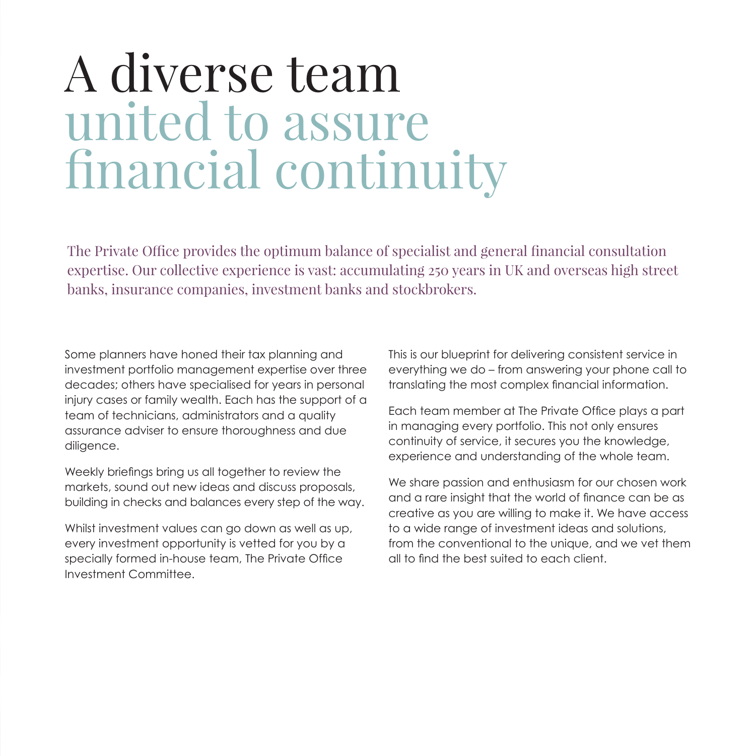# A diverse team united to assure financial continuity

The Private Office provides the optimum balance of specialist and general financial consultation expertise. Our collective experience is vast: accumulating 250 years in UK and overseas high street banks, insurance companies, investment banks and stockbrokers.

Some planners have honed their tax planning and investment portfolio management expertise over three decades; others have specialised for years in personal injury cases or family wealth. Each has the support of a team of technicians, administrators and a quality assurance adviser to ensure thoroughness and due diligence.

Weekly briefings bring us all together to review the markets, sound out new ideas and discuss proposals, building in checks and balances every step of the way.

Whilst investment values can go down as well as up, every investment opportunity is vetted for you by a specially formed in-house team, The Private Office Investment Committee.

This is our blueprint for delivering consistent service in everything we do – from answering your phone call to translating the most complex financial information.

Each team member at The Private Office plays a part in managing every portfolio. This not only ensures continuity of service, it secures you the knowledge, experience and understanding of the whole team.

We share passion and enthusiasm for our chosen work and a rare insight that the world of finance can be as creative as you are willing to make it. We have access to a wide range of investment ideas and solutions, from the conventional to the unique, and we vet them all to find the best suited to each client.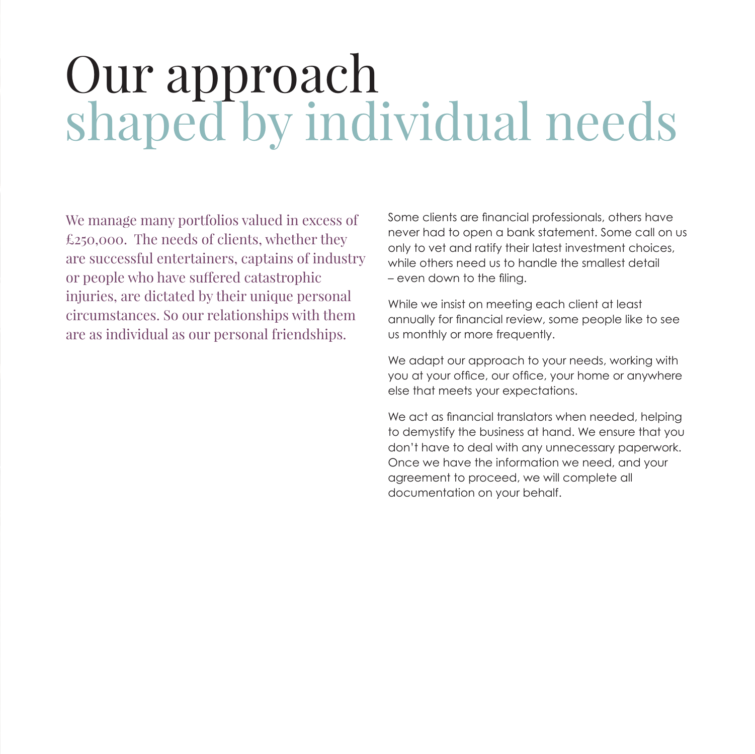# Our approach shaped by individual needs

We manage many portfolios valued in excess of £250,000. The needs of clients, whether they are successful entertainers, captains of industry or people who have suffered catastrophic injuries, are dictated by their unique personal circumstances. So our relationships with them are as individual as our personal friendships.

Some clients are financial professionals, others have never had to open a bank statement. Some call on us only to vet and ratify their latest investment choices, while others need us to handle the smallest detail – even down to the filing.

While we insist on meeting each client at least annually for financial review, some people like to see us monthly or more frequently.

We adapt our approach to your needs, working with you at your office, our office, your home or anywhere else that meets your expectations.

We act as financial translators when needed, helping to demystify the business at hand. We ensure that you don't have to deal with any unnecessary paperwork. Once we have the information we need, and your agreement to proceed, we will complete all documentation on your behalf.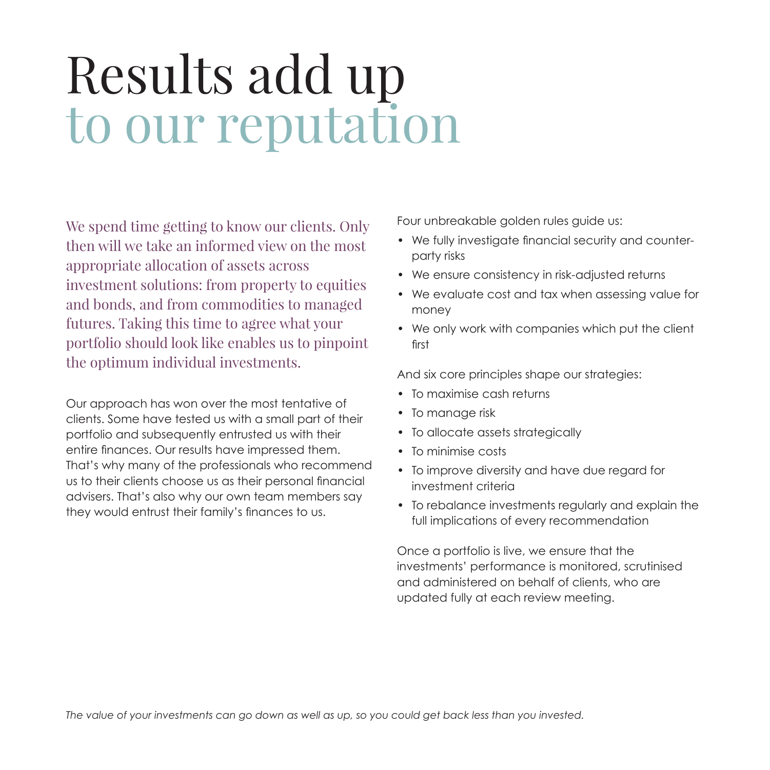# Results add up to our reputation

We spend time getting to know our clients. Only then will we take an informed view on the most appropriate allocation of assets across investment solutions: from property to equities and bonds, and from commodities to managed futures. Taking this time to agree what your portfolio should look like enables us to pinpoint the optimum individual investments.

Our approach has won over the most tentative of clients. Some have tested us with a small part of their portfolio and subsequently entrusted us with their entire finances. Our results have impressed them. That's why many of the professionals who recommend us to their clients choose us as their personal financial advisers. That's also why our own team members say they would entrust their family's finances to us.

Four unbreakable golden rules guide us:

- We fully investigate financial security and counter-party risks
- We ensure consistency in risk-adjusted returns
- We evaluate cost and tax when assessing value for money
- We only work with companies which put the client first

And six core principles shape our strategies:

- To maximise cash returns
- To manage risk
- To allocate assets strategically
- To minimise costs
- To improve diversity and have due regard for investment criteria
- To rebalance investments regularly and explain the full implications of every recommendation

Once a portfolio is live, we ensure that the investments' performance is monitored, scrutinised and administered on behalf of clients, who are updated fully at each review meeting.

*The value of your investments can go down as well as up, so you could get back less than you invested.*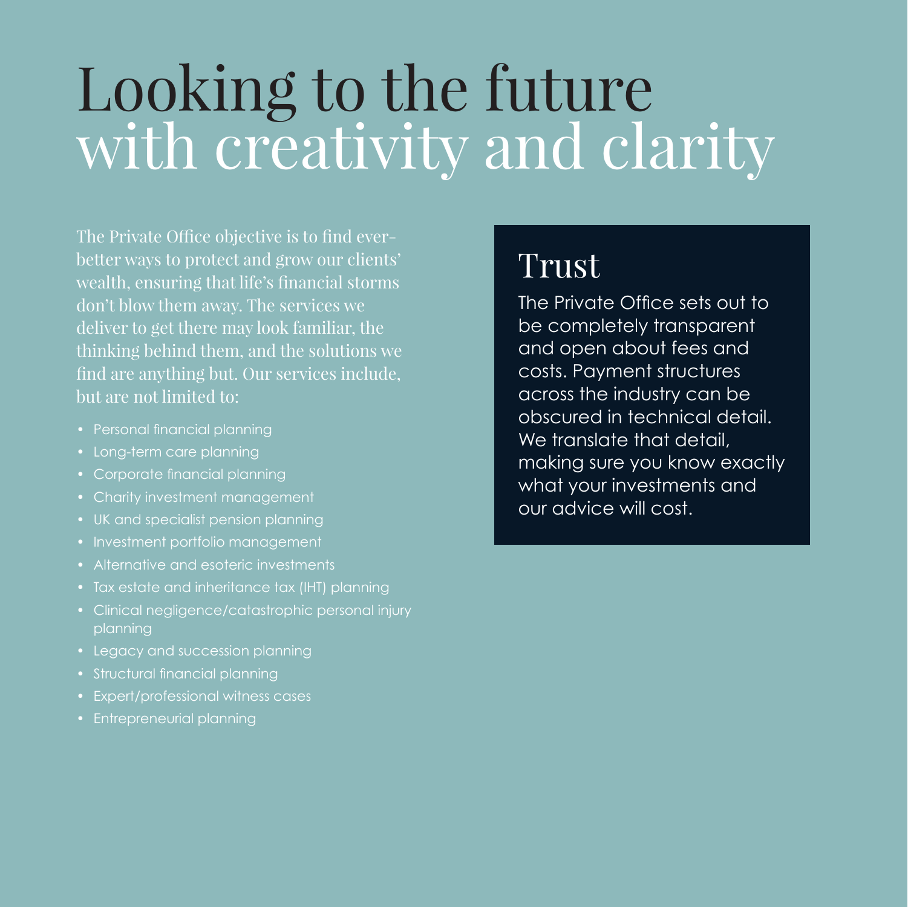# Looking to the future with creativity and clarity

The Private Office objective is to find ever-better ways to protect and grow our clients' wealth, ensuring that life's financial storms don't blow them away. The services we deliver to get there may look familiar, the thinking behind them, and the solutions we find are anything but. Our services include, but are not limited to:

- Personal financial planning
- Long-term care planning
- Corporate financial planning
- Charity investment management
- UK and specialist pension planning
- Investment portfolio management
- Alternative and esoteric investments
- Tax estate and inheritance tax (IHT) planning
- Clinical negligence/catastrophic personal injury planning
- Legacy and succession planning
- Structural financial planning
- Expert/professional witness cases
- Entrepreneurial planning

## Trust

The Private Office sets out to be completely transparent and open about fees and costs. Payment structures across the industry can be obscured in technical detail. We translate that detail, making sure you know exactly what your investments and our advice will cost.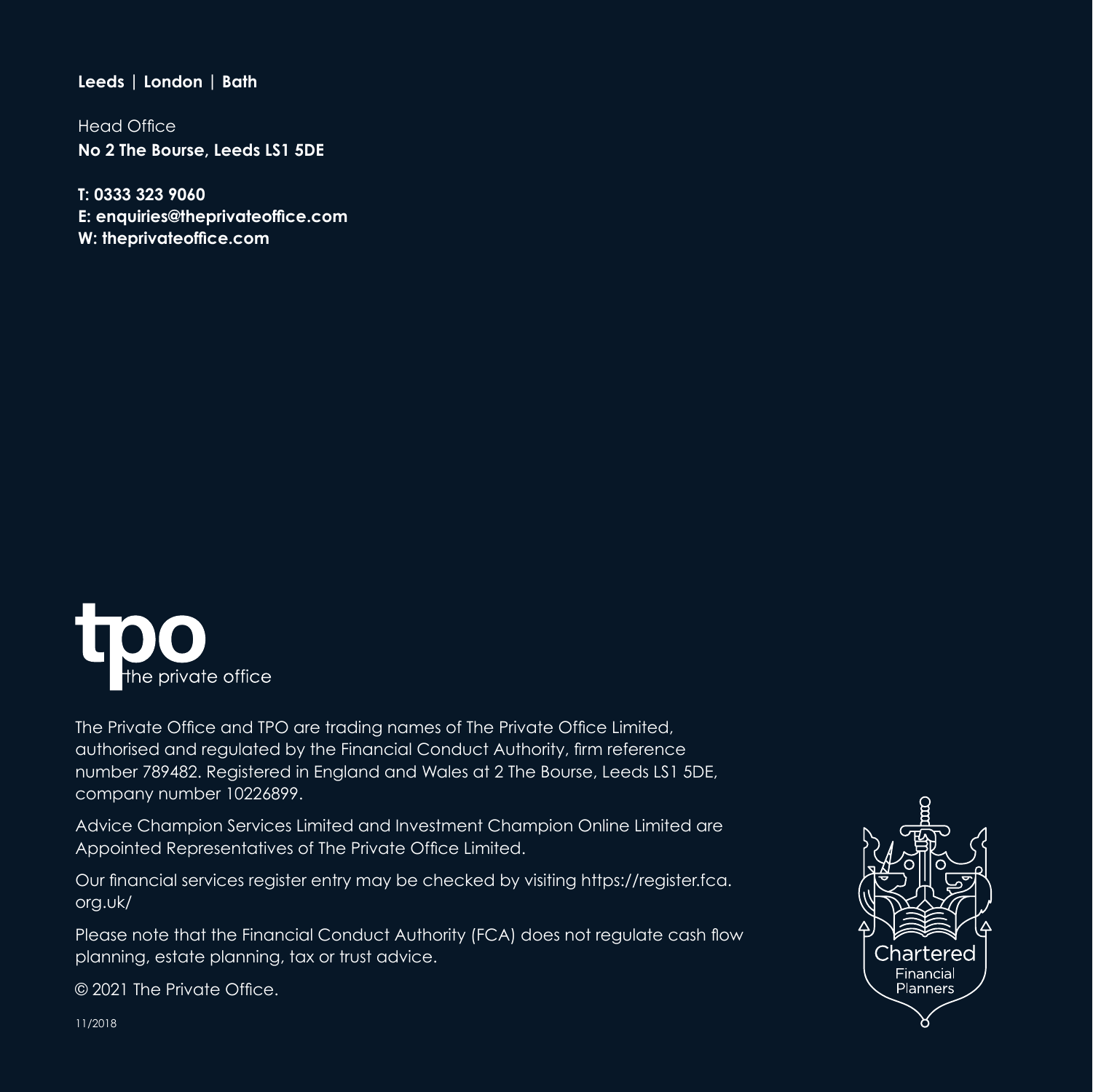**Leeds | London | Bath**

Head Office
**No 2 The Bourse, Leeds LS1 5DE**

**T: 0333 323 9060**
**E: enquiries@theprivateoffice.com**
**W: theprivateoffice.com**

tpo
the private office

The Private Office and TPO are trading names of The Private Office Limited, authorised and regulated by the Financial Conduct Authority, firm reference number 789482. Registered in England and Wales at 2 The Bourse, Leeds LS1 5DE, company number 10226899.

Advice Champion Services Limited and Investment Champion Online Limited are Appointed Representatives of The Private Office Limited.

Our financial services register entry may be checked by visiting https://register.fca.org.uk/

Please note that the Financial Conduct Authority (FCA) does not regulate cash flow planning, estate planning, tax or trust advice.

© 2021 The Private Office.

Chartered
Financial
Planners

11/2018